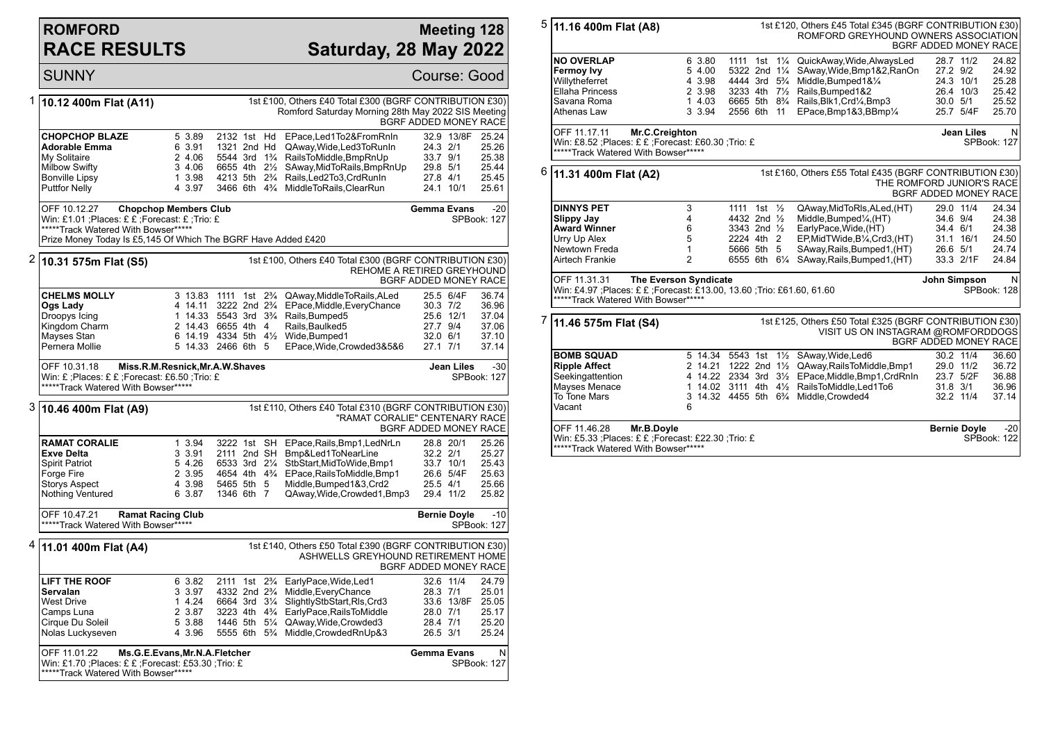# ROMFORD RACE RESULTS

## Meeting 128 — Saturday, 28 May 2022

SUNNY — Course: Good

### 1 — 10.12 400m Flat (A11)

1st £100, Others £40 Total £300 (BGRF CONTRIBUTION £30)
Romford Saturday Morning 28th May 2022 SIS Meeting
BGRF ADDED MONEY RACE

| Greyhound | Trap | Split | Sectionals | Pos | Dist | Remarks | Wt | SP | Time |
|---|---|---|---|---|---|---|---|---|---|
| **CHOPCHOP BLAZE** | 5 | 3.89 | 2132 | 1st | Hd | EPace,Led1To2&FromRnIn | 32.9 | 13/8F | 25.24 |
| **Adorable Emma** | 6 | 3.91 | 1321 | 2nd | Hd | QAway,Wide,Led3ToRunIn | 24.3 | 2/1 | 25.26 |
| My Solitaire | 2 | 4.06 | 5544 | 3rd | 1¾ | RailsToMiddle,BmpRnUp | 33.7 | 9/1 | 25.38 |
| Milbow Swifty | 3 | 4.06 | 6655 | 4th | 2½ | SAway,MidToRails,BmpRnUp | 29.8 | 5/1 | 25.44 |
| Bonville Lipsy | 1 | 3.98 | 4213 | 5th | 2¾ | Rails,Led2To3,CrdRunIn | 27.8 | 4/1 | 25.45 |
| Puttfor Nelly | 4 | 3.97 | 3466 | 6th | 4¾ | MiddleToRails,ClearRun | 24.1 | 10/1 | 25.61 |

OFF 10.12.27 **Chopchop Members Club** — Gemma Evans — -20
Win: £1.01 ;Places: £ £ ;Forecast: £ ;Trio: £ — SPBook: 127
*****Track Watered With Bowser*****
Prize Money Today Is £5,145 Of Which The BGRF Have Added £420

### 2 — 10.31 575m Flat (S5)

1st £100, Others £40 Total £300 (BGRF CONTRIBUTION £30)
REHOME A RETIRED GREYHOUND
BGRF ADDED MONEY RACE

| Greyhound | Trap | Split | Sectionals | Pos | Dist | Remarks | Wt | SP | Time |
|---|---|---|---|---|---|---|---|---|---|
| **CHELMS MOLLY** | 3 | 13.83 | 1111 | 1st | 2¾ | QAway,MiddleToRails,ALed | 25.5 | 6/4F | 36.74 |
| **Ogs Lady** | 4 | 14.11 | 3222 | 2nd | 2¾ | EPace,Middle,EveryChance | 30.3 | 7/2 | 36.96 |
| Droopys Icing | 1 | 14.33 | 5543 | 3rd | 3¾ | Rails,Bumped5 | 25.6 | 12/1 | 37.04 |
| Kingdom Charm | 2 | 14.43 | 6655 | 4th | 4 | Rails,Baulked5 | 27.7 | 9/4 | 37.06 |
| Mayses Stan | 6 | 14.19 | 4334 | 5th | 4½ | Wide,Bumped1 | 32.0 | 6/1 | 37.10 |
| Pernera Mollie | 5 | 14.33 | 2466 | 6th | 5 | EPace,Wide,Crowded3&5&6 | 27.1 | 7/1 | 37.14 |

OFF 10.31.18 **Miss.R.M.Resnick,Mr.A.W.Shaves** — Jean Liles — -30
Win: £ ;Places: £ £ ;Forecast: £6.50 ;Trio: £ — SPBook: 127
*****Track Watered With Bowser*****

### 3 — 10.46 400m Flat (A9)

1st £110, Others £40 Total £310 (BGRF CONTRIBUTION £30)
"RAMAT CORALIE" CENTENARY RACE
BGRF ADDED MONEY RACE

| Greyhound | Trap | Split | Sectionals | Pos | Dist | Remarks | Wt | SP | Time |
|---|---|---|---|---|---|---|---|---|---|
| **RAMAT CORALIE** | 1 | 3.94 | 3222 | 1st | SH | EPace,Rails,Bmp1,LedNrLn | 28.8 | 20/1 | 25.26 |
| **Exve Delta** | 3 | 3.91 | 2111 | 2nd | SH | Bmp&Led1ToNearLine | 32.2 | 2/1 | 25.27 |
| Spirit Patriot | 5 | 4.26 | 6533 | 3rd | 2¼ | StbStart,MidToWide,Bmp1 | 33.7 | 10/1 | 25.43 |
| Forge Fire | 2 | 3.95 | 4654 | 4th | 4¾ | EPace,RailsToMiddle,Bmp1 | 26.6 | 5/4F | 25.63 |
| Storys Aspect | 4 | 3.98 | 5465 | 5th | 5 | Middle,Bumped1&3,Crd2 | 25.5 | 4/1 | 25.66 |
| Nothing Ventured | 6 | 3.87 | 1346 | 6th | 7 | QAway,Wide,Crowded1,Bmp3 | 29.4 | 11/2 | 25.82 |

OFF 10.47.21 **Ramat Racing Club** — Bernie Doyle — -10
*****Track Watered With Bowser***** — SPBook: 127

### 4 — 11.01 400m Flat (A4)

1st £140, Others £50 Total £390 (BGRF CONTRIBUTION £30)
ASHWELLS GREYHOUND RETIREMENT HOME
BGRF ADDED MONEY RACE

| Greyhound | Trap | Split | Sectionals | Pos | Dist | Remarks | Wt | SP | Time |
|---|---|---|---|---|---|---|---|---|---|
| **LIFT THE ROOF** | 6 | 3.82 | 2111 | 1st | 2¾ | EarlyPace,Wide,Led1 | 32.6 | 11/4 | 24.79 |
| **Servalan** | 3 | 3.97 | 4332 | 2nd | 2¾ | Middle,EveryChance | 28.3 | 7/1 | 25.01 |
| West Drive | 1 | 4.24 | 6664 | 3rd | 3¼ | SlightlyStbStart,Rls,Crd3 | 33.6 | 13/8F | 25.05 |
| Camps Luna | 2 | 3.87 | 3223 | 4th | 4¾ | EarlyPace,RailsToMiddle | 28.0 | 7/1 | 25.17 |
| Cirque Du Soleil | 5 | 3.88 | 1446 | 5th | 5¼ | QAway,Wide,Crowded3 | 28.4 | 7/1 | 25.20 |
| Nolas Luckyseven | 4 | 3.96 | 5555 | 6th | 5¾ | Middle,CrowdedRnUp&3 | 26.5 | 3/1 | 25.24 |

OFF 11.01.22 **Ms.G.E.Evans,Mr.N.A.Fletcher** — Gemma Evans — N
Win: £1.70 ;Places: £ £ ;Forecast: £53.30 ;Trio: £ — SPBook: 127
*****Track Watered With Bowser*****

### 5 — 11.16 400m Flat (A8)

1st £120, Others £45 Total £345 (BGRF CONTRIBUTION £30)
ROMFORD GREYHOUND OWNERS ASSOCIATION
BGRF ADDED MONEY RACE

| Greyhound | Trap | Split | Sectionals | Pos | Dist | Remarks | Wt | SP | Time |
|---|---|---|---|---|---|---|---|---|---|
| **NO OVERLAP** | 6 | 3.80 | 1111 | 1st | 1¼ | QuickAway,Wide,AlwaysLed | 28.7 | 11/2 | 24.82 |
| **Fermoy Ivy** | 5 | 4.00 | 5322 | 2nd | 1¼ | SAway,Wide,Bmp1&2,RanOn | 27.2 | 9/2 | 24.92 |
| Willytheferret | 4 | 3.98 | 4444 | 3rd | 5¾ | Middle,Bumped1&¼ | 24.3 | 10/1 | 25.28 |
| Ellaha Princess | 2 | 3.98 | 3233 | 4th | 7½ | Rails,Bumped1&2 | 26.4 | 10/3 | 25.42 |
| Savana Roma | 1 | 4.03 | 6665 | 5th | 8¾ | Rails,Blk1,Crd¼,Bmp3 | 30.0 | 5/1 | 25.52 |
| Athenas Law | 3 | 3.94 | 2556 | 6th | 11 | EPace,Bmp1&3,BBmp¼ | 25.7 | 5/4F | 25.70 |

OFF 11.17.11 **Mr.C.Creighton** — Jean Liles — N
Win: £8.52 ;Places: £ £ ;Forecast: £60.30 ;Trio: £ — SPBook: 127
*****Track Watered With Bowser*****

### 6 — 11.31 400m Flat (A2)

1st £160, Others £55 Total £435 (BGRF CONTRIBUTION £30)
THE ROMFORD JUNIOR'S RACE
BGRF ADDED MONEY RACE

| Greyhound | Trap | Split | Sectionals | Pos | Dist | Remarks | Wt | SP | Time |
|---|---|---|---|---|---|---|---|---|---|
| **DINNYS PET** | 3 | | 1111 | 1st | ½ | QAway,MidToRls,ALed,(HT) | 29.0 | 11/4 | 24.34 |
| **Slippy Jay** | 4 | | 4432 | 2nd | ½ | Middle,Bumped¼,(HT) | 34.6 | 9/4 | 24.38 |
| **Award Winner** | 6 | | 3343 | 2nd | ½ | EarlyPace,Wide,(HT) | 34.4 | 6/1 | 24.38 |
| Urry Up Alex | 5 | | 2224 | 4th | 2 | EP,MidTWide,B¼,Crd3,(HT) | 31.1 | 16/1 | 24.50 |
| Newtown Freda | 1 | | 5666 | 5th | 5 | SAway,Rails,Bumped1,(HT) | 26.6 | 5/1 | 24.74 |
| Airtech Frankie | 2 | | 6555 | 6th | 6¼ | SAway,Rails,Bumped1,(HT) | 33.3 | 2/1F | 24.84 |

OFF 11.31.31 **The Everson Syndicate** — John Simpson — N
Win: £4.97 ;Places: £ £ ;Forecast: £13.00, 13.60 ;Trio: £61.60, 61.60 — SPBook: 128
*****Track Watered With Bowser*****

### 7 — 11.46 575m Flat (S4)

1st £125, Others £50 Total £325 (BGRF CONTRIBUTION £30)
VISIT US ON INSTAGRAM @ROMFORDDOGS
BGRF ADDED MONEY RACE

| Greyhound | Trap | Split | Sectionals | Pos | Dist | Remarks | Wt | SP | Time |
|---|---|---|---|---|---|---|---|---|---|
| **BOMB SQUAD** | 5 | 14.34 | 5543 | 1st | 1½ | SAway,Wide,Led6 | 30.2 | 11/4 | 36.60 |
| **Ripple Affect** | 2 | 14.21 | 1222 | 2nd | 1½ | QAway,RailsToMiddle,Bmp1 | 29.0 | 11/2 | 36.72 |
| Seekingattention | 4 | 14.22 | 2334 | 3rd | 3½ | EPace,Middle,Bmp1,CrdRnIn | 23.7 | 5/2F | 36.88 |
| Mayses Menace | 1 | 14.02 | 3111 | 4th | 4½ | RailsToMiddle,Led1To6 | 31.8 | 3/1 | 36.96 |
| To Tone Mars | 3 | 14.32 | 4455 | 5th | 6¾ | Middle,Crowded4 | 32.2 | 11/4 | 37.14 |
| Vacant | 6 | | | | | | | | |

OFF 11.46.28 **Mr.B.Doyle** — Bernie Doyle — -20
Win: £5.33 ;Places: £ £ ;Forecast: £22.30 ;Trio: £ — SPBook: 122
*****Track Watered With Bowser*****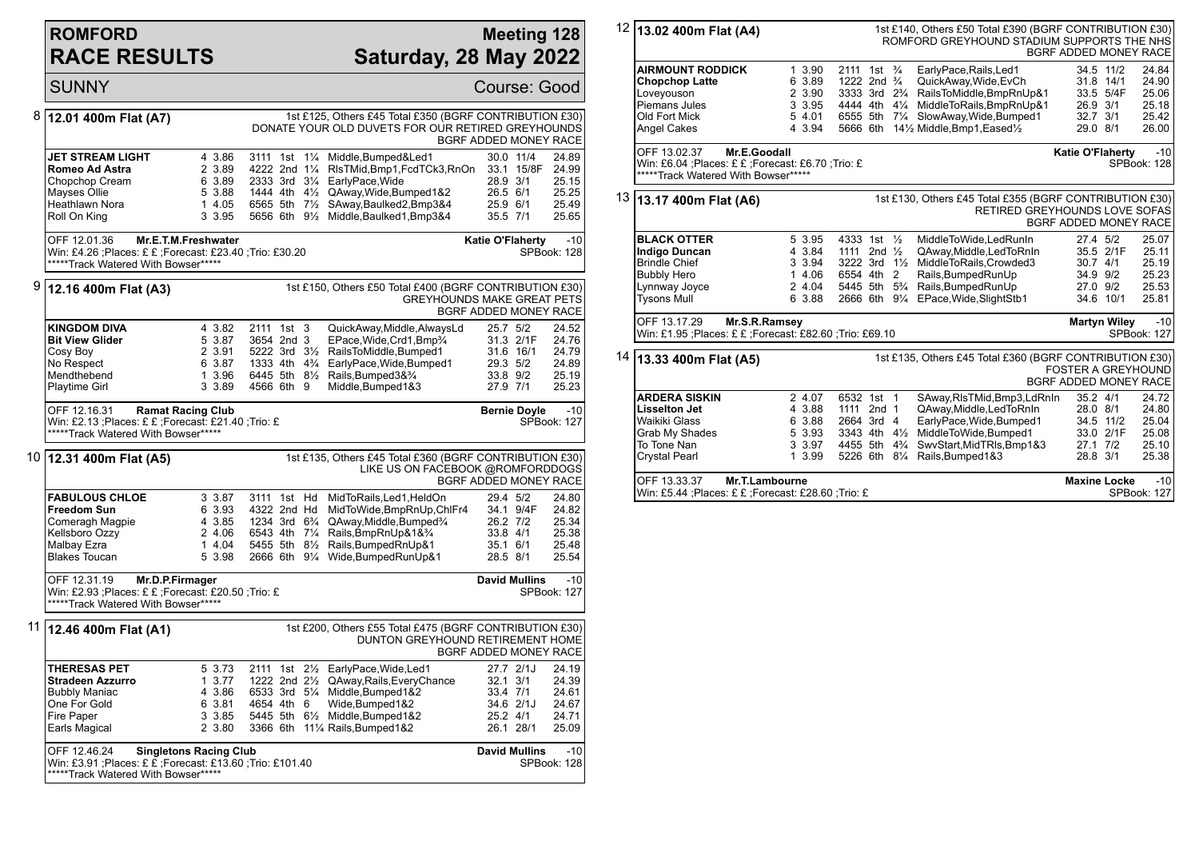# ROMFORD RACE RESULTS

## Meeting 128 Saturday, 28 May 2022

SUNNY

Course: Good

### 8 12.01 400m Flat (A7)

1st £125, Others £45 Total £350 (BGRF CONTRIBUTION £30)
DONATE YOUR OLD DUVETS FOR OUR RETIRED GREYHOUNDS
BGRF ADDED MONEY RACE

| | | | | | | | | | |
|---|---|---|---|---|---|---|---|---|---|
| **JET STREAM LIGHT** | 4 3.86 | 3111 | 1st | 1¼ | Middle,Bumped&Led1 | 30.0 | 11/4 | 24.89 |
| **Romeo Ad Astra** | 2 3.89 | 4222 | 2nd | 1¼ | RlsTMid,Bmp1,FcdTCk3,RnOn | 33.1 | 15/8F | 24.99 |
| Chopchop Cream | 6 3.89 | 2333 | 3rd | 3¼ | EarlyPace,Wide | 28.9 | 3/1 | 25.15 |
| Mayses Ollie | 5 3.88 | 1444 | 4th | 4½ | QAway,Wide,Bumped1&2 | 26.5 | 6/1 | 25.25 |
| Heathlawn Nora | 1 4.05 | 6565 | 5th | 7½ | SAway,Baulked2,Bmp3&4 | 25.9 | 6/1 | 25.49 |
| Roll On King | 3 3.95 | 5656 | 6th | 9½ | Middle,Baulked1,Bmp3&4 | 35.5 | 7/1 | 25.65 |

OFF 12.01.36 **Mr.E.T.M.Freshwater** — **Katie O'Flaherty** -10
Win: £4.26 ;Places: £ £ ;Forecast: £23.40 ;Trio: £30.20 — SPBook: 128
*****Track Watered With Bowser*****

### 9 12.16 400m Flat (A3)

1st £150, Others £50 Total £400 (BGRF CONTRIBUTION £30)
GREYHOUNDS MAKE GREAT PETS
BGRF ADDED MONEY RACE

| | | | | | | | | | |
|---|---|---|---|---|---|---|---|---|---|
| **KINGDOM DIVA** | 4 3.82 | 2111 | 1st | 3 | QuickAway,Middle,AlwaysLd | 25.7 | 5/2 | 24.52 |
| **Bit View Glider** | 5 3.87 | 3654 | 2nd | 3 | EPace,Wide,Crd1,Bmp¾ | 31.3 | 2/1F | 24.76 |
| Cosy Boy | 2 3.91 | 5222 | 3rd | 3½ | RailsToMiddle,Bumped1 | 31.6 | 16/1 | 24.79 |
| No Respect | 6 3.87 | 1333 | 4th | 4¾ | EarlyPace,Wide,Bumped1 | 29.3 | 5/2 | 24.89 |
| Mendthebend | 1 3.96 | 6445 | 5th | 8½ | Rails,Bumped3&¾ | 33.8 | 9/2 | 25.19 |
| Playtime Girl | 3 3.89 | 4566 | 6th | 9 | Middle,Bumped1&3 | 27.9 | 7/1 | 25.23 |

OFF 12.16.31 **Ramat Racing Club** — **Bernie Doyle** -10
Win: £2.13 ;Places: £ £ ;Forecast: £21.40 ;Trio: £ — SPBook: 127
*****Track Watered With Bowser*****

### 10 12.31 400m Flat (A5)

1st £135, Others £45 Total £360 (BGRF CONTRIBUTION £30)
LIKE US ON FACEBOOK @ROMFORDDOGS
BGRF ADDED MONEY RACE

| | | | | | | | | | |
|---|---|---|---|---|---|---|---|---|---|
| **FABULOUS CHLOE** | 3 3.87 | 3111 | 1st | Hd | MidToRails,Led1,HeldOn | 29.4 | 5/2 | 24.80 |
| **Freedom Sun** | 6 3.93 | 4322 | 2nd | Hd | MidToWide,BmpRnUp,ChlFr4 | 34.1 | 9/4F | 24.82 |
| Comeragh Magpie | 4 3.85 | 1234 | 3rd | 6¾ | QAway,Middle,Bumped¾ | 26.2 | 7/2 | 25.34 |
| Kellsboro Ozzy | 2 4.06 | 6543 | 4th | 7¼ | Rails,BmpRnUp&1&¾ | 33.8 | 4/1 | 25.38 |
| Malbay Ezra | 1 4.04 | 5455 | 5th | 8½ | Rails,BumpedRnUp&1 | 35.1 | 6/1 | 25.48 |
| Blakes Toucan | 5 3.98 | 2666 | 6th | 9¼ | Wide,BumpedRunUp&1 | 28.5 | 8/1 | 25.54 |

OFF 12.31.19 **Mr.D.P.Firmager** — **David Mullins** -10
Win: £2.93 ;Places: £ £ ;Forecast: £20.50 ;Trio: £ — SPBook: 127
*****Track Watered With Bowser*****

### 11 12.46 400m Flat (A1)

1st £200, Others £55 Total £475 (BGRF CONTRIBUTION £30)
DUNTON GREYHOUND RETIREMENT HOME
BGRF ADDED MONEY RACE

| | | | | | | | | | |
|---|---|---|---|---|---|---|---|---|---|
| **THERESAS PET** | 5 3.73 | 2111 | 1st | 2½ | EarlyPace,Wide,Led1 | 27.7 | 2/1J | 24.19 |
| **Stradeen Azzurro** | 1 3.77 | 1222 | 2nd | 2½ | QAway,Rails,EveryChance | 32.1 | 3/1 | 24.39 |
| Bubbly Maniac | 4 3.86 | 6533 | 3rd | 5¼ | Middle,Bumped1&2 | 33.4 | 7/1 | 24.61 |
| One For Gold | 6 3.81 | 4654 | 4th | 6 | Wide,Bumped1&2 | 34.6 | 2/1J | 24.67 |
| Fire Paper | 3 3.85 | 5445 | 5th | 6½ | Middle,Bumped1&2 | 25.2 | 4/1 | 24.71 |
| Earls Magical | 2 3.80 | 3366 | 6th | 11¼ | Rails,Bumped1&2 | 26.1 | 28/1 | 25.09 |

OFF 12.46.24 **Singletons Racing Club** — **David Mullins** -10
Win: £3.91 ;Places: £ £ ;Forecast: £13.60 ;Trio: £101.40 — SPBook: 128
*****Track Watered With Bowser*****

### 12 13.02 400m Flat (A4)

1st £140, Others £50 Total £390 (BGRF CONTRIBUTION £30)
ROMFORD GREYHOUND STADIUM SUPPORTS THE NHS
BGRF ADDED MONEY RACE

| | | | | | | | | | |
|---|---|---|---|---|---|---|---|---|---|
| **AIRMOUNT RODDICK** | 1 3.90 | 2111 | 1st | ¾ | EarlyPace,Rails,Led1 | 34.5 | 11/2 | 24.84 |
| **Chopchop Latte** | 6 3.89 | 1222 | 2nd | ¾ | QuickAway,Wide,EvCh | 31.8 | 14/1 | 24.90 |
| Loveyouson | 2 3.90 | 3333 | 3rd | 2¾ | RailsToMiddle,BmpRnUp&1 | 33.5 | 5/4F | 25.06 |
| Piemans Jules | 3 3.95 | 4444 | 4th | 4¼ | MiddleToRails,BmpRnUp&1 | 26.9 | 3/1 | 25.18 |
| Old Fort Mick | 5 4.01 | 6555 | 5th | 7¼ | SlowAway,Wide,Bumped1 | 32.7 | 3/1 | 25.42 |
| Angel Cakes | 4 3.94 | 5666 | 6th | 14½ | Middle,Bmp1,Eased½ | 29.0 | 8/1 | 26.00 |

OFF 13.02.37 **Mr.E.Goodall** — **Katie O'Flaherty** -10
Win: £6.04 ;Places: £ £ ;Forecast: £6.70 ;Trio: £ — SPBook: 128
*****Track Watered With Bowser*****

### 13 13.17 400m Flat (A6)

1st £130, Others £45 Total £355 (BGRF CONTRIBUTION £30)
RETIRED GREYHOUNDS LOVE SOFAS
BGRF ADDED MONEY RACE

| | | | | | | | | | |
|---|---|---|---|---|---|---|---|---|---|
| **BLACK OTTER** | 5 3.95 | 4333 | 1st | ½ | MiddleToWide,LedRunIn | 27.4 | 5/2 | 25.07 |
| **Indigo Duncan** | 4 3.84 | 1111 | 2nd | ½ | QAway,Middle,LedToRnIn | 35.5 | 2/1F | 25.11 |
| Brindle Chief | 3 3.94 | 3222 | 3rd | 1½ | MiddleToRails,Crowded3 | 30.7 | 4/1 | 25.19 |
| Bubbly Hero | 1 4.06 | 6554 | 4th | 2 | Rails,BumpedRunUp | 34.9 | 9/2 | 25.23 |
| Lynnway Joyce | 2 4.04 | 5445 | 5th | 5¾ | Rails,BumpedRunUp | 27.0 | 9/2 | 25.53 |
| Tysons Mull | 6 3.88 | 2666 | 6th | 9¼ | EPace,Wide,SlightStb1 | 34.6 | 10/1 | 25.81 |

OFF 13.17.29 **Mr.S.R.Ramsey** — **Martyn Wiley** -10
Win: £1.95 ;Places: £ £ ;Forecast: £82.60 ;Trio: £69.10 — SPBook: 127

### 14 13.33 400m Flat (A5)

1st £135, Others £45 Total £360 (BGRF CONTRIBUTION £30)
FOSTER A GREYHOUND
BGRF ADDED MONEY RACE

| | | | | | | | | | |
|---|---|---|---|---|---|---|---|---|---|
| **ARDERA SISKIN** | 2 4.07 | 6532 | 1st | 1 | SAway,RlsTMid,Bmp3,LdRnIn | 35.2 | 4/1 | 24.72 |
| **Lisselton Jet** | 4 3.88 | 1111 | 2nd | 1 | QAway,Middle,LedToRnIn | 28.0 | 8/1 | 24.80 |
| Waikiki Glass | 6 3.88 | 2664 | 3rd | 4 | EarlyPace,Wide,Bumped1 | 34.5 | 11/2 | 25.04 |
| Grab My Shades | 5 3.93 | 3343 | 4th | 4½ | MiddleToWide,Bumped1 | 33.0 | 2/1F | 25.08 |
| To Tone Nan | 3 3.97 | 4455 | 5th | 4¾ | SwvStart,MidTRls,Bmp1&3 | 27.1 | 7/2 | 25.10 |
| Crystal Pearl | 1 3.99 | 5226 | 6th | 8¼ | Rails,Bumped1&3 | 28.8 | 3/1 | 25.38 |

OFF 13.33.37 **Mr.T.Lambourne** — **Maxine Locke** -10
Win: £5.44 ;Places: £ £ ;Forecast: £28.60 ;Trio: £ — SPBook: 127